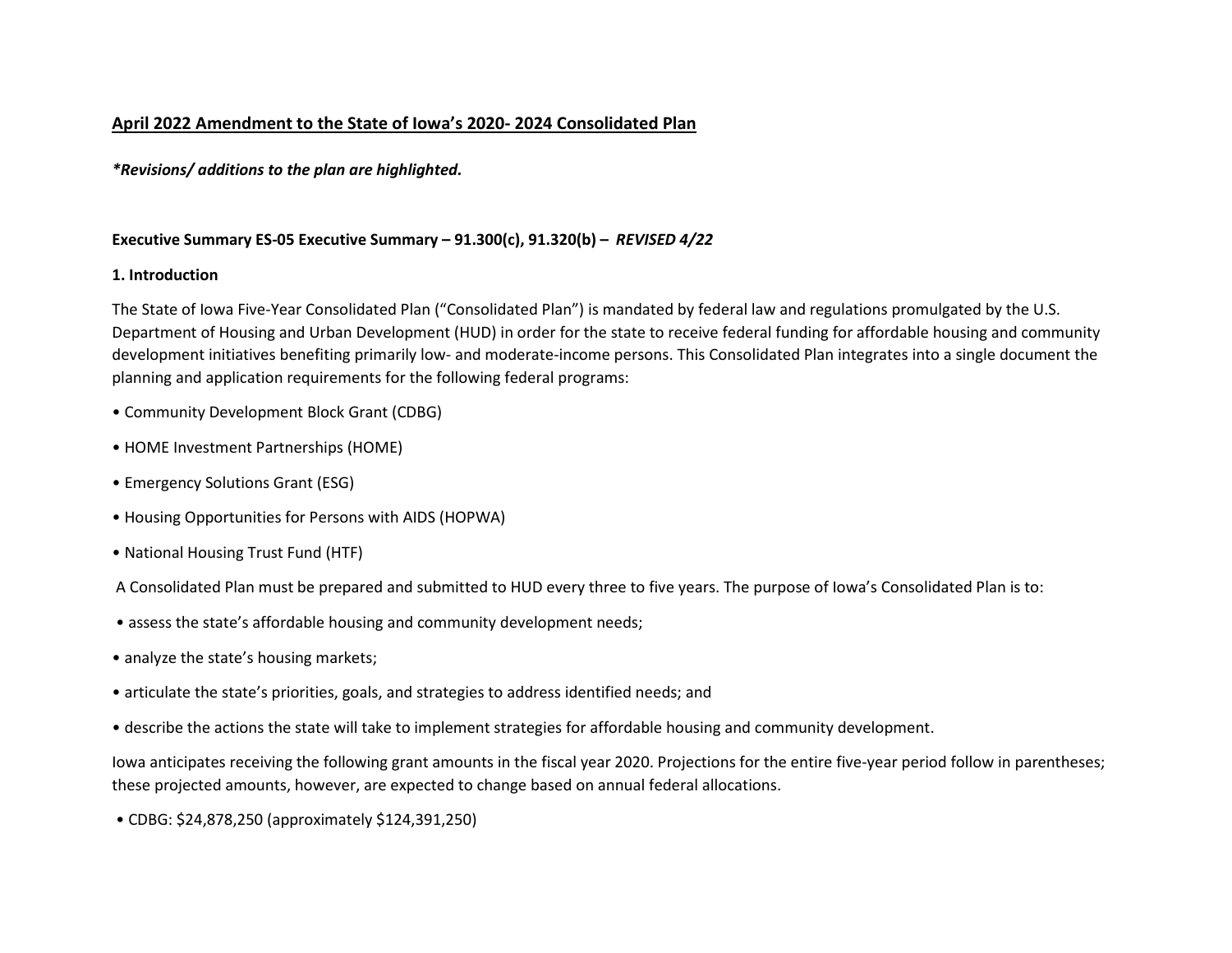## April 2022 Amendment to the State of Iowa's 2020- 2024 Consolidated Plan

***Revisions/ additions to the plan are highlighted.***

**Executive Summary ES-05 Executive Summary – 91.300(c), 91.320(b) – *REVISED 4/22***

**1. Introduction**

The State of Iowa Five-Year Consolidated Plan ("Consolidated Plan") is mandated by federal law and regulations promulgated by the U.S. Department of Housing and Urban Development (HUD) in order for the state to receive federal funding for affordable housing and community development initiatives benefiting primarily low- and moderate-income persons. This Consolidated Plan integrates into a single document the planning and application requirements for the following federal programs:

- Community Development Block Grant (CDBG)
- HOME Investment Partnerships (HOME)
- Emergency Solutions Grant (ESG)
- Housing Opportunities for Persons with AIDS (HOPWA)
- National Housing Trust Fund (HTF)

A Consolidated Plan must be prepared and submitted to HUD every three to five years. The purpose of Iowa's Consolidated Plan is to:

- assess the state's affordable housing and community development needs;
- analyze the state's housing markets;
- articulate the state's priorities, goals, and strategies to address identified needs; and
- describe the actions the state will take to implement strategies for affordable housing and community development.

Iowa anticipates receiving the following grant amounts in the fiscal year 2020. Projections for the entire five-year period follow in parentheses; these projected amounts, however, are expected to change based on annual federal allocations.

- CDBG: $24,878,250 (approximately $124,391,250)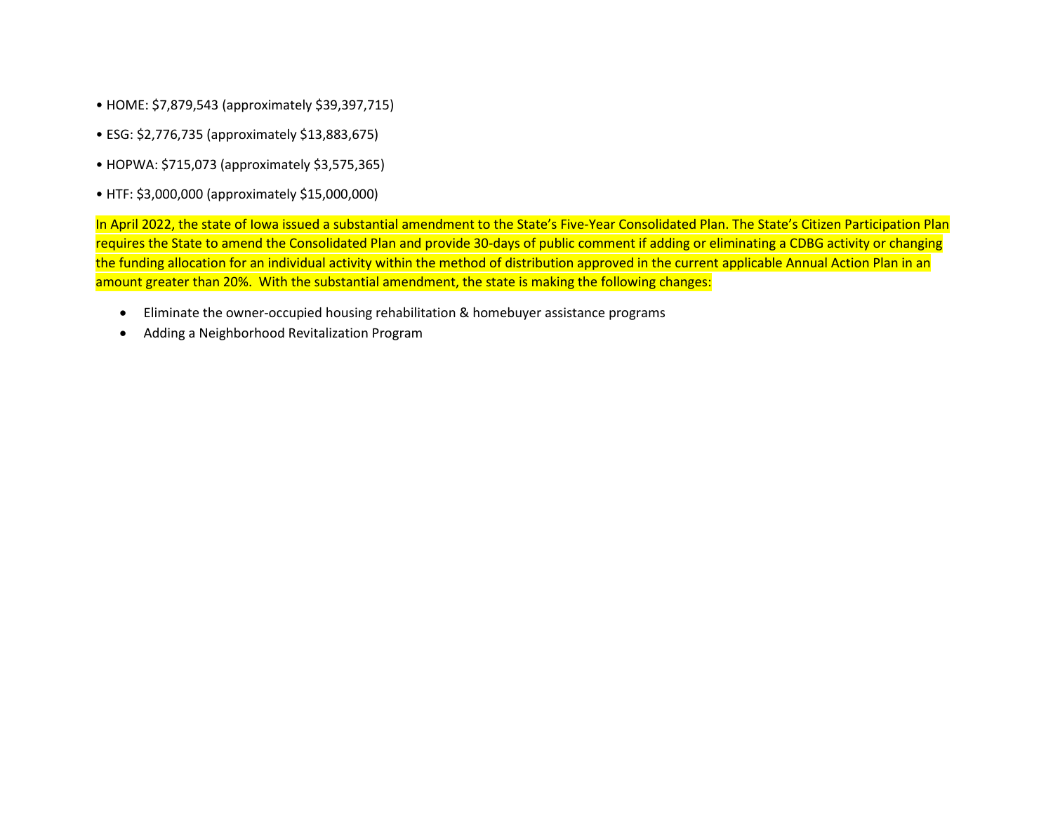- HOME: $7,879,543 (approximately $39,397,715)
- ESG: $2,776,735 (approximately $13,883,675)
- HOPWA: $715,073 (approximately $3,575,365)
- HTF: $3,000,000 (approximately $15,000,000)

In April 2022, the state of Iowa issued a substantial amendment to the State's Five-Year Consolidated Plan. The State's Citizen Participation Plan requires the State to amend the Consolidated Plan and provide 30-days of public comment if adding or eliminating a CDBG activity or changing the funding allocation for an individual activity within the method of distribution approved in the current applicable Annual Action Plan in an amount greater than 20%. With the substantial amendment, the state is making the following changes:

- Eliminate the owner-occupied housing rehabilitation & homebuyer assistance programs
- Adding a Neighborhood Revitalization Program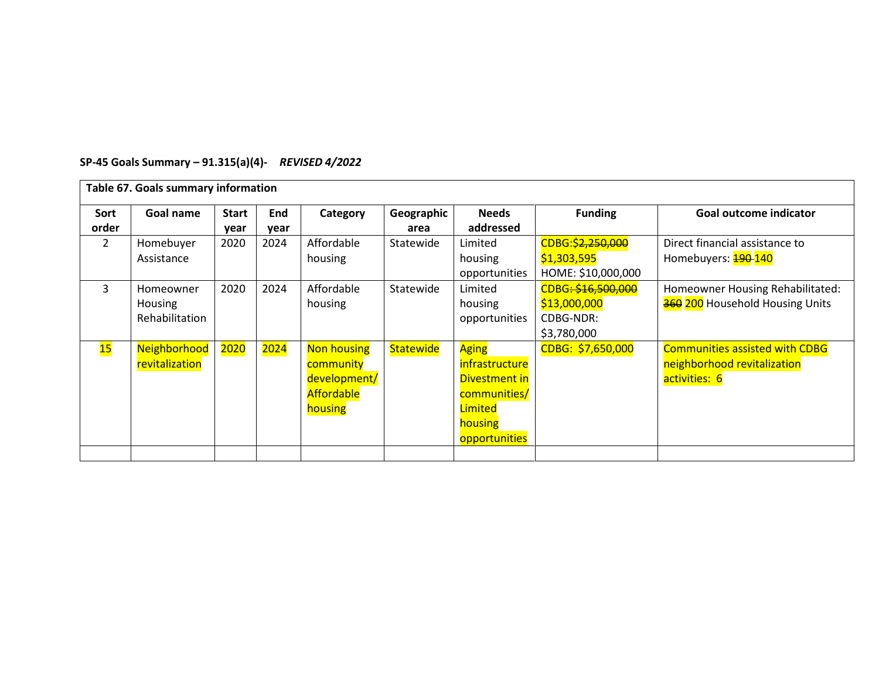**SP-45 Goals Summary – 91.315(a)(4)-** ***REVISED 4/2022***

| Table 67. Goals summary information | | | | | | | | |
|---|---|---|---|---|---|---|---|---|
| Sort order | Goal name | Start year | End year | Category | Geographic area | Needs addressed | Funding | Goal outcome indicator |
| 2 | Homebuyer Assistance | 2020 | 2024 | Affordable housing | Statewide | Limited housing opportunities | CDBG:~~$2,250,000~~ $1,303,595<br>HOME: $10,000,000 | Direct financial assistance to Homebuyers: ~~190~~ 140 |
| 3 | Homeowner Housing Rehabilitation | 2020 | 2024 | Affordable housing | Statewide | Limited housing opportunities | CDBG~~: $16,500,000~~ $13,000,000<br>CDBG-NDR: $3,780,000 | Homeowner Housing Rehabilitated: ~~360~~ 200 Household Housing Units |
| 15 | Neighborhood revitalization | 2020 | 2024 | Non housing community development/ Affordable housing | Statewide | Aging infrastructure Divestment in communities/ Limited housing opportunities | CDBG: $7,650,000 | Communities assisted with CDBG neighborhood revitalization activities: 6 |
| | | | | | | | | |